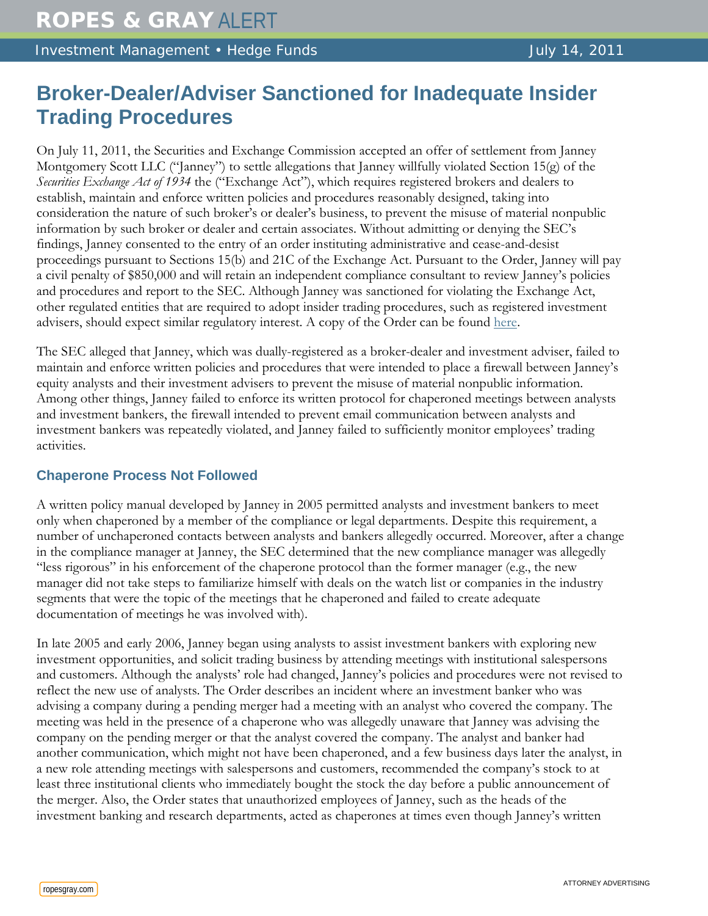# ROPES & GRAY ALERT

Investment Management • Hedge Funds — July 14, 2011

## Broker-Dealer/Adviser Sanctioned for Inadequate Insider Trading Procedures

On July 11, 2011, the Securities and Exchange Commission accepted an offer of settlement from Janney Montgomery Scott LLC ("Janney") to settle allegations that Janney willfully violated Section 15(g) of the *Securities Exchange Act of 1934* the ("Exchange Act"), which requires registered brokers and dealers to establish, maintain and enforce written policies and procedures reasonably designed, taking into consideration the nature of such broker's or dealer's business, to prevent the misuse of material nonpublic information by such broker or dealer and certain associates. Without admitting or denying the SEC's findings, Janney consented to the entry of an order instituting administrative and cease-and-desist proceedings pursuant to Sections 15(b) and 21C of the Exchange Act. Pursuant to the Order, Janney will pay a civil penalty of $850,000 and will retain an independent compliance consultant to review Janney's policies and procedures and report to the SEC. Although Janney was sanctioned for violating the Exchange Act, other regulated entities that are required to adopt insider trading procedures, such as registered investment advisers, should expect similar regulatory interest. A copy of the Order can be found here.

The SEC alleged that Janney, which was dually-registered as a broker-dealer and investment adviser, failed to maintain and enforce written policies and procedures that were intended to place a firewall between Janney's equity analysts and their investment advisers to prevent the misuse of material nonpublic information. Among other things, Janney failed to enforce its written protocol for chaperoned meetings between analysts and investment bankers, the firewall intended to prevent email communication between analysts and investment bankers was repeatedly violated, and Janney failed to sufficiently monitor employees' trading activities.

### Chaperone Process Not Followed

A written policy manual developed by Janney in 2005 permitted analysts and investment bankers to meet only when chaperoned by a member of the compliance or legal departments. Despite this requirement, a number of unchaperoned contacts between analysts and bankers allegedly occurred. Moreover, after a change in the compliance manager at Janney, the SEC determined that the new compliance manager was allegedly "less rigorous" in his enforcement of the chaperone protocol than the former manager (e.g., the new manager did not take steps to familiarize himself with deals on the watch list or companies in the industry segments that were the topic of the meetings that he chaperoned and failed to create adequate documentation of meetings he was involved with).

In late 2005 and early 2006, Janney began using analysts to assist investment bankers with exploring new investment opportunities, and solicit trading business by attending meetings with institutional salespersons and customers. Although the analysts' role had changed, Janney's policies and procedures were not revised to reflect the new use of analysts. The Order describes an incident where an investment banker who was advising a company during a pending merger had a meeting with an analyst who covered the company. The meeting was held in the presence of a chaperone who was allegedly unaware that Janney was advising the company on the pending merger or that the analyst covered the company. The analyst and banker had another communication, which might not have been chaperoned, and a few business days later the analyst, in a new role attending meetings with salespersons and customers, recommended the company's stock to at least three institutional clients who immediately bought the stock the day before a public announcement of the merger. Also, the Order states that unauthorized employees of Janney, such as the heads of the investment banking and research departments, acted as chaperones at times even though Janney's written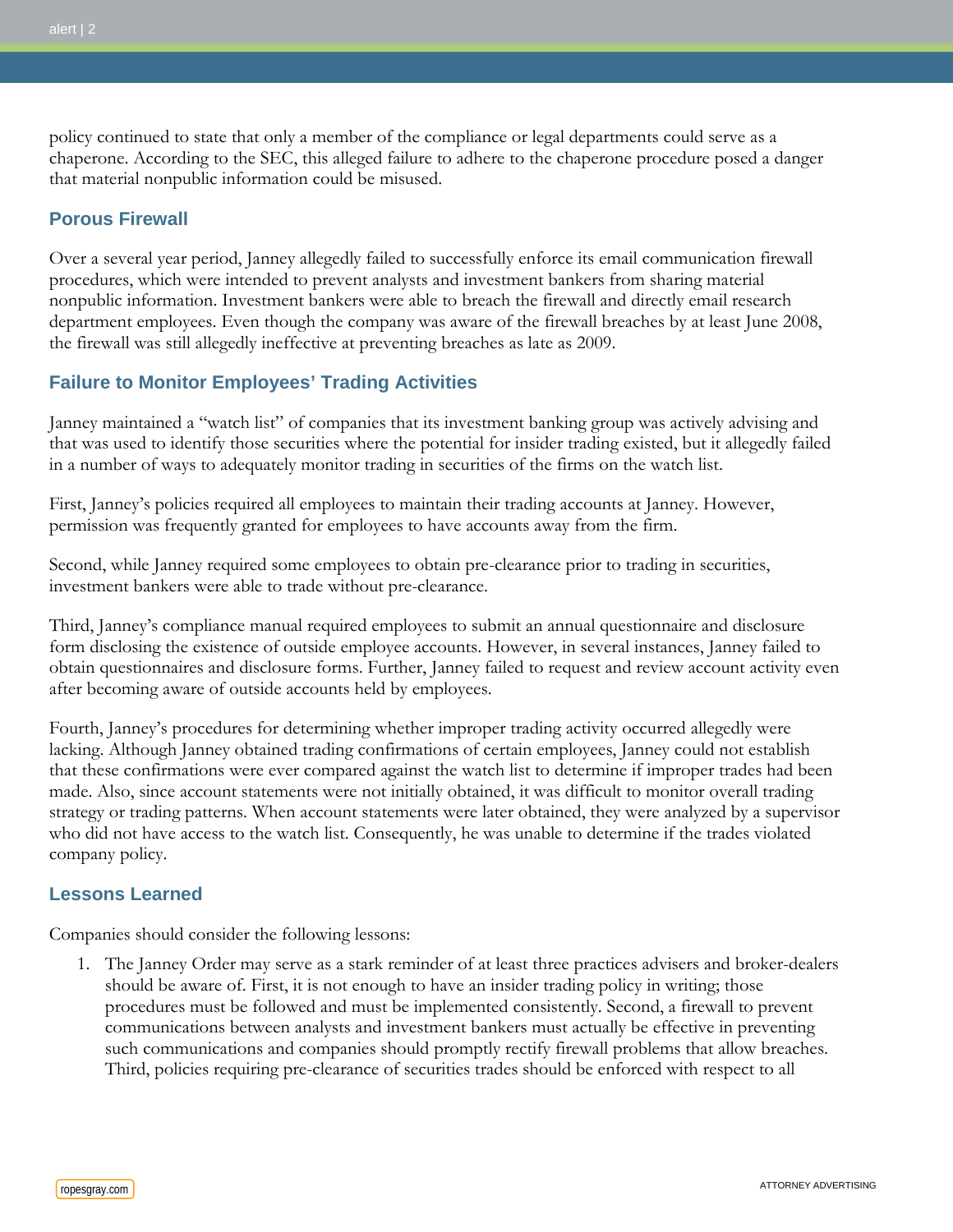policy continued to state that only a member of the compliance or legal departments could serve as a chaperone. According to the SEC, this alleged failure to adhere to the chaperone procedure posed a danger that material nonpublic information could be misused.

## Porous Firewall

Over a several year period, Janney allegedly failed to successfully enforce its email communication firewall procedures, which were intended to prevent analysts and investment bankers from sharing material nonpublic information. Investment bankers were able to breach the firewall and directly email research department employees. Even though the company was aware of the firewall breaches by at least June 2008, the firewall was still allegedly ineffective at preventing breaches as late as 2009.

## Failure to Monitor Employees' Trading Activities

Janney maintained a "watch list" of companies that its investment banking group was actively advising and that was used to identify those securities where the potential for insider trading existed, but it allegedly failed in a number of ways to adequately monitor trading in securities of the firms on the watch list.

First, Janney's policies required all employees to maintain their trading accounts at Janney. However, permission was frequently granted for employees to have accounts away from the firm.

Second, while Janney required some employees to obtain pre-clearance prior to trading in securities, investment bankers were able to trade without pre-clearance.

Third, Janney's compliance manual required employees to submit an annual questionnaire and disclosure form disclosing the existence of outside employee accounts. However, in several instances, Janney failed to obtain questionnaires and disclosure forms. Further, Janney failed to request and review account activity even after becoming aware of outside accounts held by employees.

Fourth, Janney's procedures for determining whether improper trading activity occurred allegedly were lacking. Although Janney obtained trading confirmations of certain employees, Janney could not establish that these confirmations were ever compared against the watch list to determine if improper trades had been made. Also, since account statements were not initially obtained, it was difficult to monitor overall trading strategy or trading patterns. When account statements were later obtained, they were analyzed by a supervisor who did not have access to the watch list. Consequently, he was unable to determine if the trades violated company policy.

## Lessons Learned

Companies should consider the following lessons:

1. The Janney Order may serve as a stark reminder of at least three practices advisers and broker-dealers should be aware of. First, it is not enough to have an insider trading policy in writing; those procedures must be followed and must be implemented consistently. Second, a firewall to prevent communications between analysts and investment bankers must actually be effective in preventing such communications and companies should promptly rectify firewall problems that allow breaches. Third, policies requiring pre-clearance of securities trades should be enforced with respect to all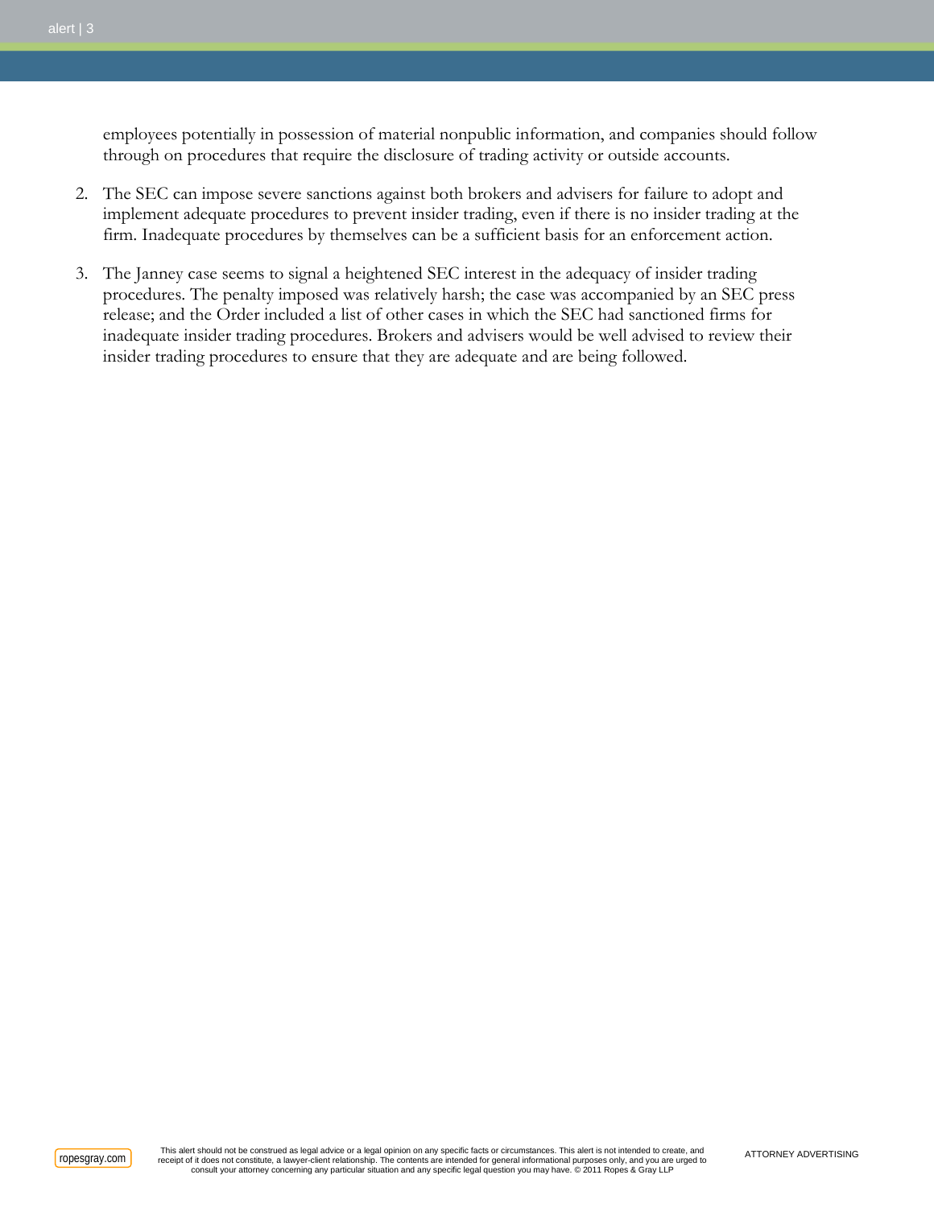employees potentially in possession of material nonpublic information, and companies should follow through on procedures that require the disclosure of trading activity or outside accounts.

2. The SEC can impose severe sanctions against both brokers and advisers for failure to adopt and implement adequate procedures to prevent insider trading, even if there is no insider trading at the firm. Inadequate procedures by themselves can be a sufficient basis for an enforcement action.

3. The Janney case seems to signal a heightened SEC interest in the adequacy of insider trading procedures. The penalty imposed was relatively harsh; the case was accompanied by an SEC press release; and the Order included a list of other cases in which the SEC had sanctioned firms for inadequate insider trading procedures. Brokers and advisers would be well advised to review their insider trading procedures to ensure that they are adequate and are being followed.